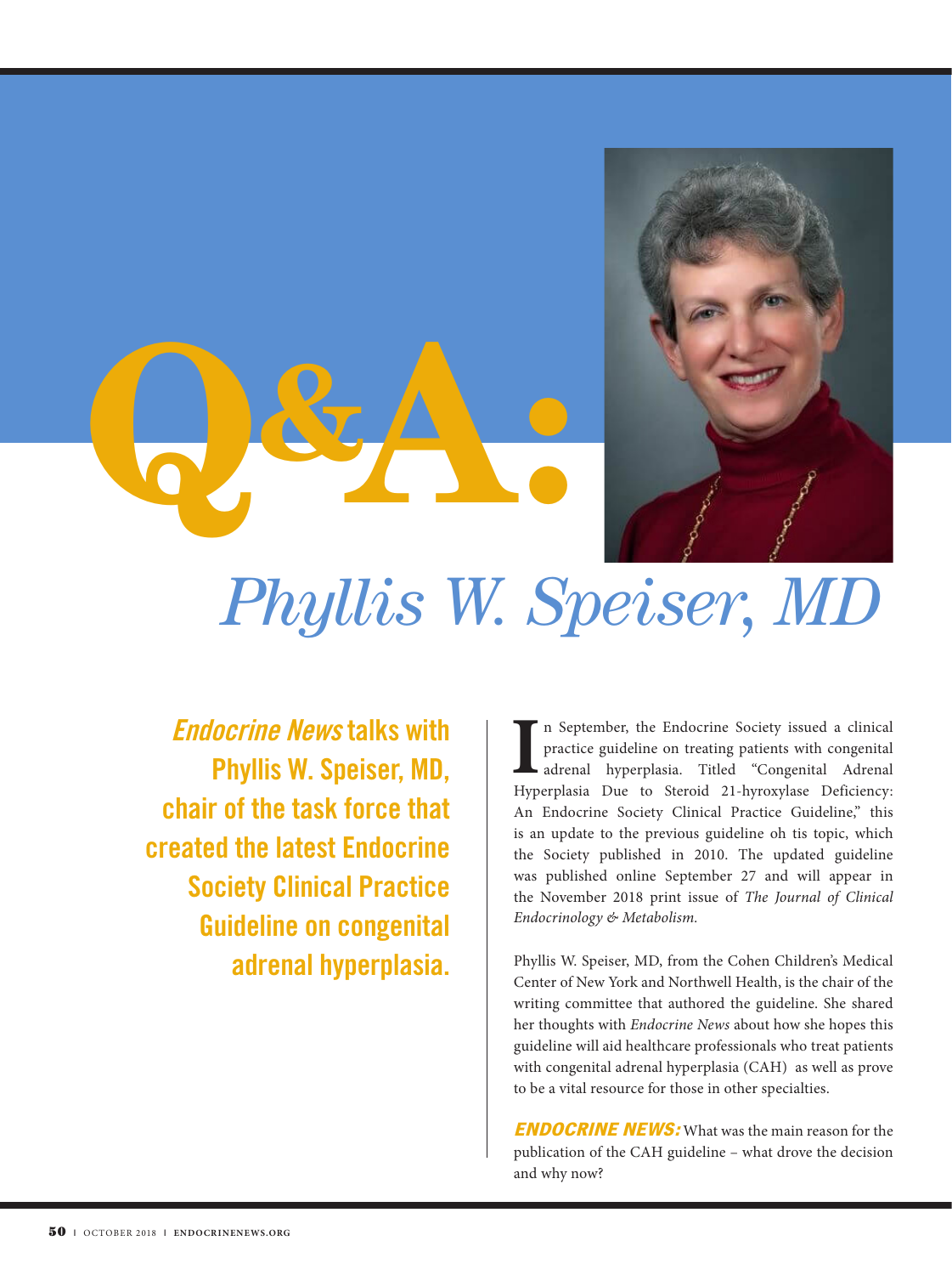# Q&A: Phyllis W. Speiser, MD

*Endocrine News* talks with Phyllis W. Speiser, MD, chair of the task force that created the latest Endocrine Society Clinical Practice Guideline on congenital adrenal hyperplasia.

In September, the Endocrine Society issued a clinical practice guideline on treating patients with congenital adrenal hyperplasia. Titled "Congenital Adrenal Hyperplasia Due to Steroid 21-hyroxylase Deficiency: An Endocrine Society Clinical Practice Guideline," this is an update to the previous guideline oh tis topic, which the Society published in 2010. The updated guideline was published online September 27 and will appear in the November 2018 print issue of *The Journal of Clinical Endocrinology & Metabolism.*

Phyllis W. Speiser, MD, from the Cohen Children's Medical Center of New York and Northwell Health, is the chair of the writing committee that authored the guideline. She shared her thoughts with *Endocrine News* about how she hopes this guideline will aid healthcare professionals who treat patients with congenital adrenal hyperplasia (CAH) as well as prove to be a vital resource for those in other specialties.

***ENDOCRINE NEWS:*** What was the main reason for the publication of the CAH guideline – what drove the decision and why now?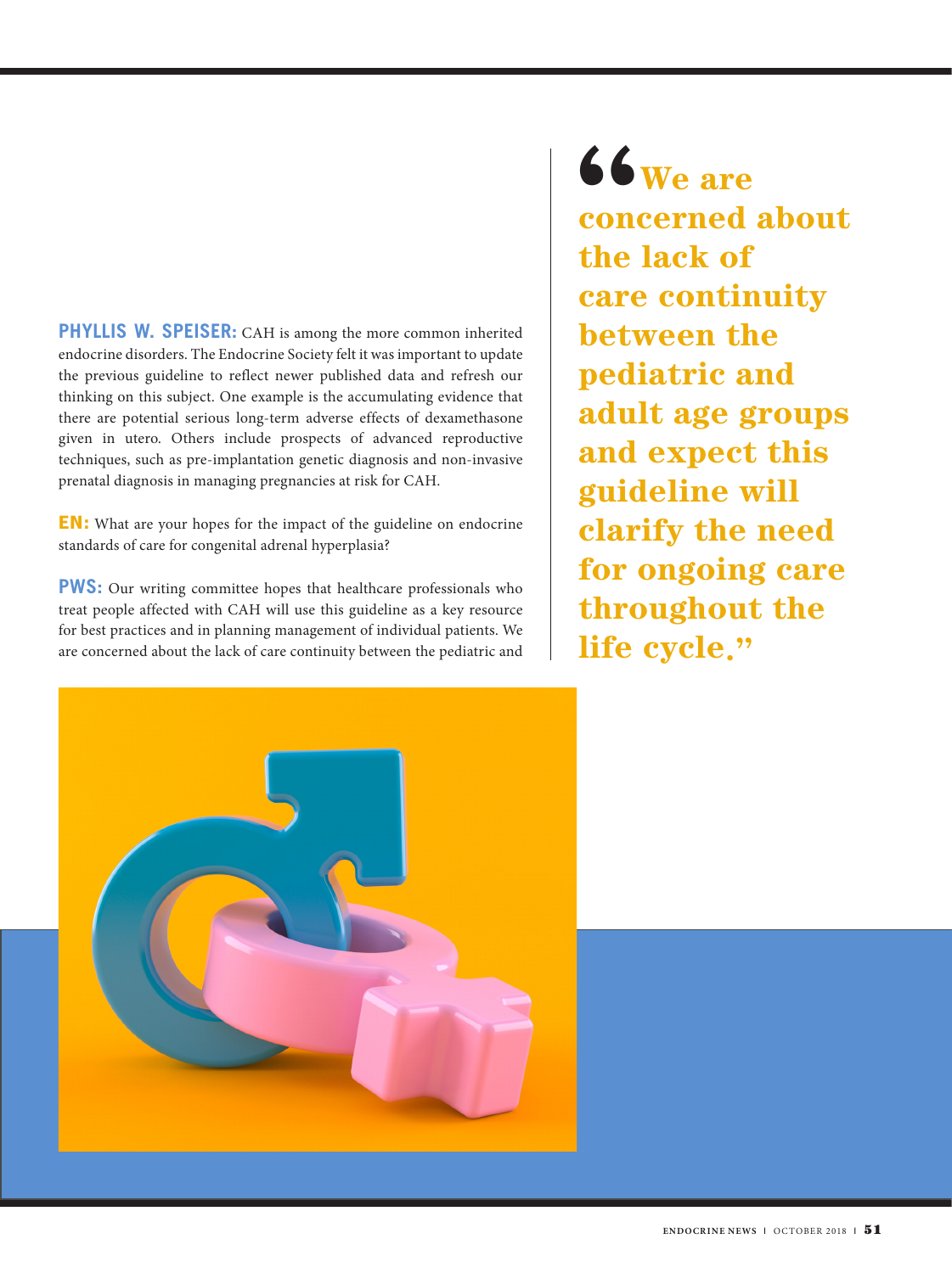**PHYLLIS W. SPEISER:** CAH is among the more common inherited endocrine disorders. The Endocrine Society felt it was important to update the previous guideline to reflect newer published data and refresh our thinking on this subject. One example is the accumulating evidence that there are potential serious long-term adverse effects of dexamethasone given in utero. Others include prospects of advanced reproductive techniques, such as pre-implantation genetic diagnosis and non-invasive prenatal diagnosis in managing pregnancies at risk for CAH.

**EN:** What are your hopes for the impact of the guideline on endocrine standards of care for congenital adrenal hyperplasia?

**PWS:** Our writing committee hopes that healthcare professionals who treat people affected with CAH will use this guideline as a key resource for best practices and in planning management of individual patients. We are concerned about the lack of care continuity between the pediatric and

> **"We are concerned about the lack of care continuity between the pediatric and adult age groups and expect this guideline will clarify the need for ongoing care throughout the life cycle."**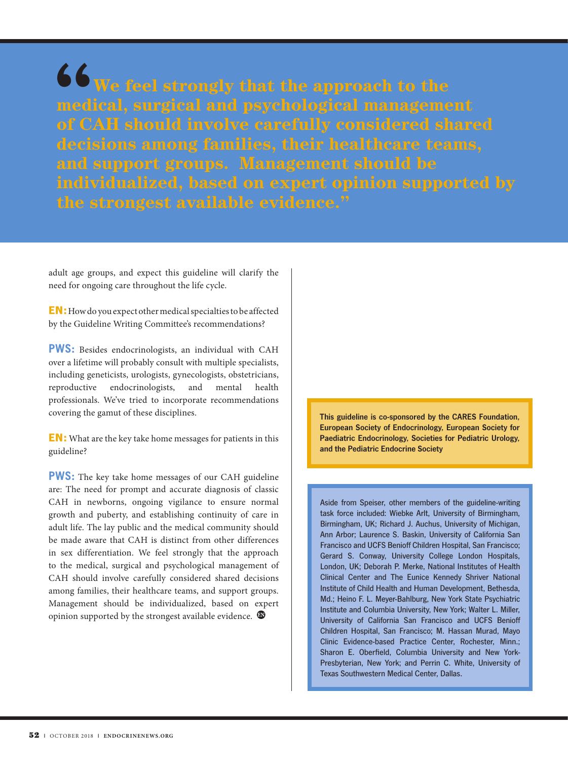> "We feel strongly that the approach to the medical, surgical and psychological management of CAH should involve carefully considered shared decisions among families, their healthcare teams, and support groups. Management should be individualized, based on expert opinion supported by the strongest available evidence."

adult age groups, and expect this guideline will clarify the need for ongoing care throughout the life cycle.

**EN:** How do you expect other medical specialties to be affected by the Guideline Writing Committee's recommendations?

**PWS:** Besides endocrinologists, an individual with CAH over a lifetime will probably consult with multiple specialists, including geneticists, urologists, gynecologists, obstetricians, reproductive endocrinologists, and mental health professionals. We've tried to incorporate recommendations covering the gamut of these disciplines.

**EN:** What are the key take home messages for patients in this guideline?

**PWS:** The key take home messages of our CAH guideline are: The need for prompt and accurate diagnosis of classic CAH in newborns, ongoing vigilance to ensure normal growth and puberty, and establishing continuity of care in adult life. The lay public and the medical community should be made aware that CAH is distinct from other differences in sex differentiation. We feel strongly that the approach to the medical, surgical and psychological management of CAH should involve carefully considered shared decisions among families, their healthcare teams, and support groups. Management should be individualized, based on expert opinion supported by the strongest available evidence.

**This guideline is co-sponsored by the CARES Foundation, European Society of Endocrinology, European Society for Paediatric Endocrinology, Societies for Pediatric Urology, and the Pediatric Endocrine Society**

Aside from Speiser, other members of the guideline-writing task force included: Wiebke Arlt, University of Birmingham, Birmingham, UK; Richard J. Auchus, University of Michigan, Ann Arbor; Laurence S. Baskin, University of California San Francisco and UCFS Benioff Children Hospital, San Francisco; Gerard S. Conway, University College London Hospitals, London, UK; Deborah P. Merke, National Institutes of Health Clinical Center and The Eunice Kennedy Shriver National Institute of Child Health and Human Development, Bethesda, Md.; Heino F. L. Meyer-Bahlburg, New York State Psychiatric Institute and Columbia University, New York; Walter L. Miller, University of California San Francisco and UCFS Benioff Children Hospital, San Francisco; M. Hassan Murad, Mayo Clinic Evidence-based Practice Center, Rochester, Minn.; Sharon E. Oberfield, Columbia University and New York-Presbyterian, New York; and Perrin C. White, University of Texas Southwestern Medical Center, Dallas.